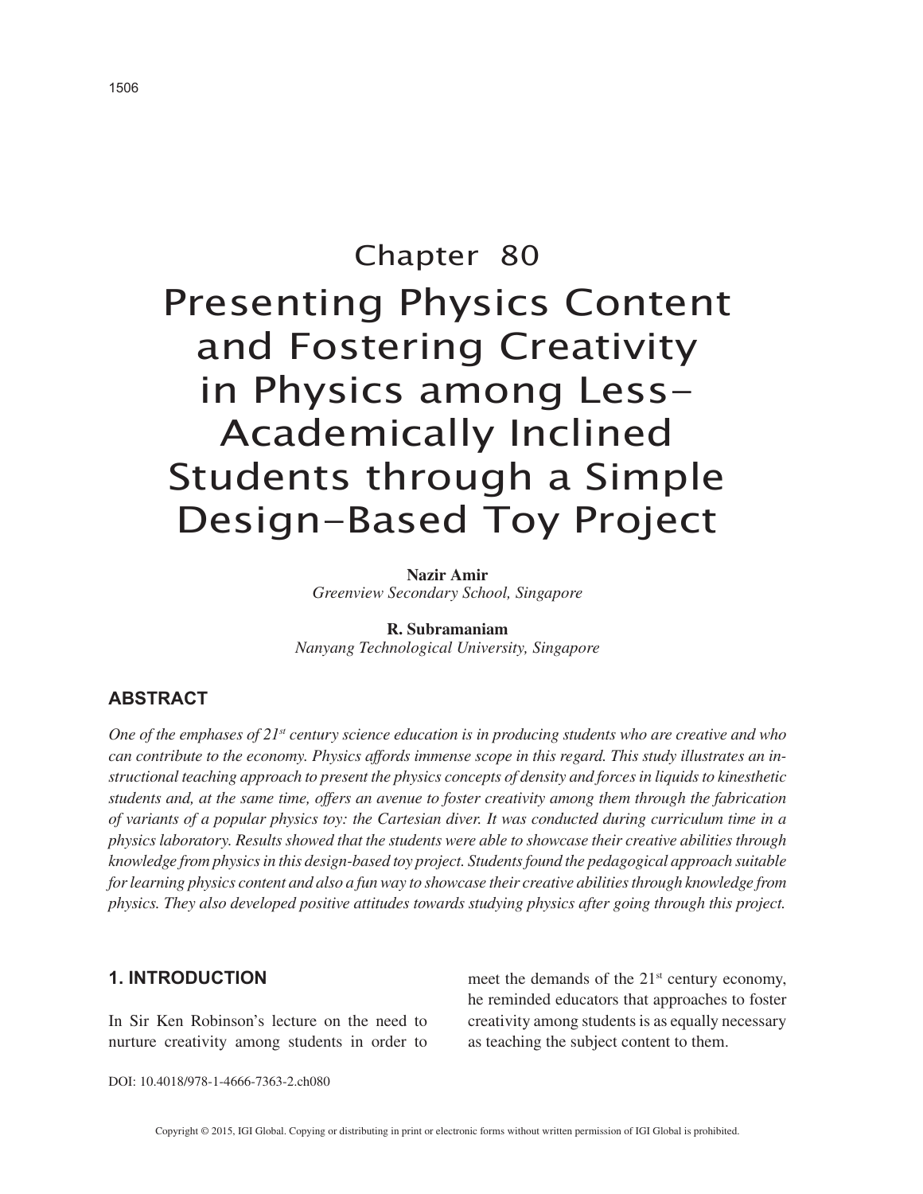# Chapter 80

# Presenting Physics Content and Fostering Creativity in Physics among Less-Academically Inclined Students through a Simple Design-Based Toy Project

**Nazir Amir**
*Greenview Secondary School, Singapore*

**R. Subramaniam**
*Nanyang Technological University, Singapore*

## ABSTRACT

*One of the emphases of 21st century science education is in producing students who are creative and who can contribute to the economy. Physics affords immense scope in this regard. This study illustrates an instructional teaching approach to present the physics concepts of density and forces in liquids to kinesthetic students and, at the same time, offers an avenue to foster creativity among them through the fabrication of variants of a popular physics toy: the Cartesian diver. It was conducted during curriculum time in a physics laboratory. Results showed that the students were able to showcase their creative abilities through knowledge from physics in this design-based toy project. Students found the pedagogical approach suitable for learning physics content and also a fun way to showcase their creative abilities through knowledge from physics. They also developed positive attitudes towards studying physics after going through this project.*

## 1. INTRODUCTION

In Sir Ken Robinson's lecture on the need to nurture creativity among students in order to meet the demands of the 21st century economy, he reminded educators that approaches to foster creativity among students is as equally necessary as teaching the subject content to them.

DOI: 10.4018/978-1-4666-7363-2.ch080

Copyright © 2015, IGI Global. Copying or distributing in print or electronic forms without written permission of IGI Global is prohibited.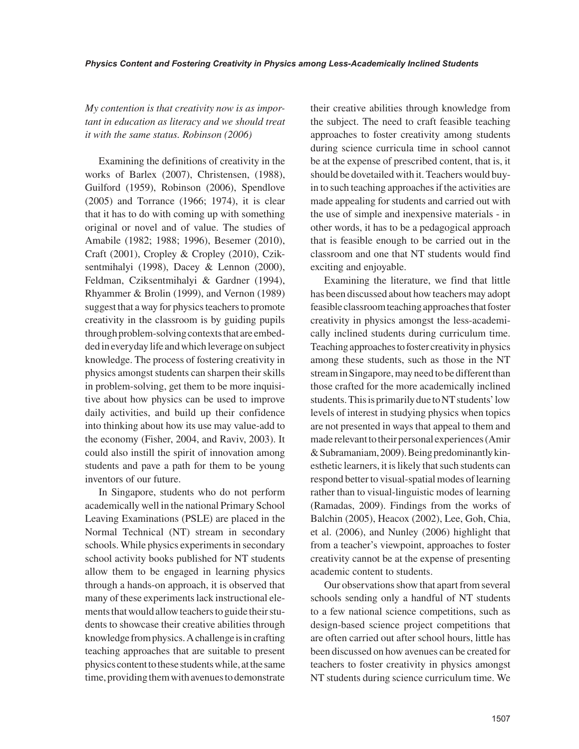*My contention is that creativity now is as important in education as literacy and we should treat it with the same status. Robinson (2006)*

Examining the definitions of creativity in the works of Barlex (2007), Christensen, (1988), Guilford (1959), Robinson (2006), Spendlove (2005) and Torrance (1966; 1974), it is clear that it has to do with coming up with something original or novel and of value. The studies of Amabile (1982; 1988; 1996), Besemer (2010), Craft (2001), Cropley & Cropley (2010), Cziksentmihalyi (1998), Dacey & Lennon (2000), Feldman, Cziksentmihalyi & Gardner (1994), Rhyammer & Brolin (1999), and Vernon (1989) suggest that a way for physics teachers to promote creativity in the classroom is by guiding pupils through problem-solving contexts that are embedded in everyday life and which leverage on subject knowledge. The process of fostering creativity in physics amongst students can sharpen their skills in problem-solving, get them to be more inquisitive about how physics can be used to improve daily activities, and build up their confidence into thinking about how its use may value-add to the economy (Fisher, 2004, and Raviv, 2003). It could also instill the spirit of innovation among students and pave a path for them to be young inventors of our future.

In Singapore, students who do not perform academically well in the national Primary School Leaving Examinations (PSLE) are placed in the Normal Technical (NT) stream in secondary schools. While physics experiments in secondary school activity books published for NT students allow them to be engaged in learning physics through a hands-on approach, it is observed that many of these experiments lack instructional elements that would allow teachers to guide their students to showcase their creative abilities through knowledge from physics. A challenge is in crafting teaching approaches that are suitable to present physics content to these students while, at the same time, providing them with avenues to demonstrate their creative abilities through knowledge from the subject. The need to craft feasible teaching approaches to foster creativity among students during science curricula time in school cannot be at the expense of prescribed content, that is, it should be dovetailed with it. Teachers would buy-in to such teaching approaches if the activities are made appealing for students and carried out with the use of simple and inexpensive materials - in other words, it has to be a pedagogical approach that is feasible enough to be carried out in the classroom and one that NT students would find exciting and enjoyable.

Examining the literature, we find that little has been discussed about how teachers may adopt feasible classroom teaching approaches that foster creativity in physics amongst the less-academically inclined students during curriculum time. Teaching approaches to foster creativity in physics among these students, such as those in the NT stream in Singapore, may need to be different than those crafted for the more academically inclined students. This is primarily due to NT students' low levels of interest in studying physics when topics are not presented in ways that appeal to them and made relevant to their personal experiences (Amir & Subramaniam, 2009). Being predominantly kinesthetic learners, it is likely that such students can respond better to visual-spatial modes of learning rather than to visual-linguistic modes of learning (Ramadas, 2009). Findings from the works of Balchin (2005), Heacox (2002), Lee, Goh, Chia, et al. (2006), and Nunley (2006) highlight that from a teacher's viewpoint, approaches to foster creativity cannot be at the expense of presenting academic content to students.

Our observations show that apart from several schools sending only a handful of NT students to a few national science competitions, such as design-based science project competitions that are often carried out after school hours, little has been discussed on how avenues can be created for teachers to foster creativity in physics amongst NT students during science curriculum time. We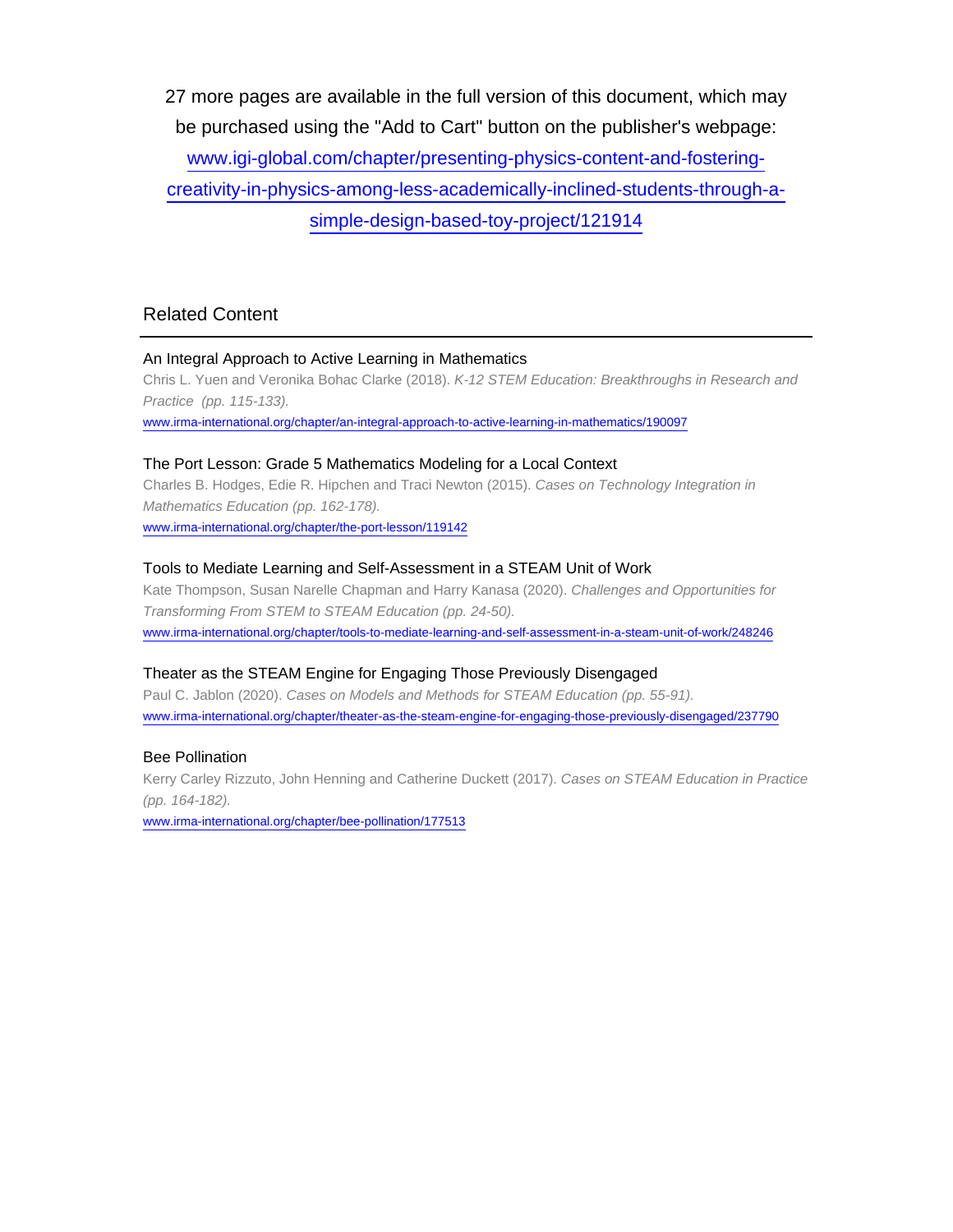27 more pages are available in the full version of this document, which may be purchased using the "Add to Cart" button on the publisher's webpage: [www.igi-global.com/chapter/presenting-physics-content-and-fostering-creativity-in-physics-among-less-academically-inclined-students-through-a-simple-design-based-toy-project/121914](www.igi-global.com/chapter/presenting-physics-content-and-fostering-creativity-in-physics-among-less-academically-inclined-students-through-a-simple-design-based-toy-project/121914)

## Related Content

An Integral Approach to Active Learning in Mathematics
Chris L. Yuen and Veronika Bohac Clarke (2018). *K-12 STEM Education: Breakthroughs in Research and Practice (pp. 115-133).*
[www.irma-international.org/chapter/an-integral-approach-to-active-learning-in-mathematics/190097](www.irma-international.org/chapter/an-integral-approach-to-active-learning-in-mathematics/190097)

The Port Lesson: Grade 5 Mathematics Modeling for a Local Context
Charles B. Hodges, Edie R. Hipchen and Traci Newton (2015). *Cases on Technology Integration in Mathematics Education (pp. 162-178).*
[www.irma-international.org/chapter/the-port-lesson/119142](www.irma-international.org/chapter/the-port-lesson/119142)

Tools to Mediate Learning and Self-Assessment in a STEAM Unit of Work
Kate Thompson, Susan Narelle Chapman and Harry Kanasa (2020). *Challenges and Opportunities for Transforming From STEM to STEAM Education (pp. 24-50).*
[www.irma-international.org/chapter/tools-to-mediate-learning-and-self-assessment-in-a-steam-unit-of-work/248246](www.irma-international.org/chapter/tools-to-mediate-learning-and-self-assessment-in-a-steam-unit-of-work/248246)

Theater as the STEAM Engine for Engaging Those Previously Disengaged
Paul C. Jablon (2020). *Cases on Models and Methods for STEAM Education (pp. 55-91).*
[www.irma-international.org/chapter/theater-as-the-steam-engine-for-engaging-those-previously-disengaged/237790](www.irma-international.org/chapter/theater-as-the-steam-engine-for-engaging-those-previously-disengaged/237790)

Bee Pollination
Kerry Carley Rizzuto, John Henning and Catherine Duckett (2017). *Cases on STEAM Education in Practice (pp. 164-182).*
[www.irma-international.org/chapter/bee-pollination/177513](www.irma-international.org/chapter/bee-pollination/177513)